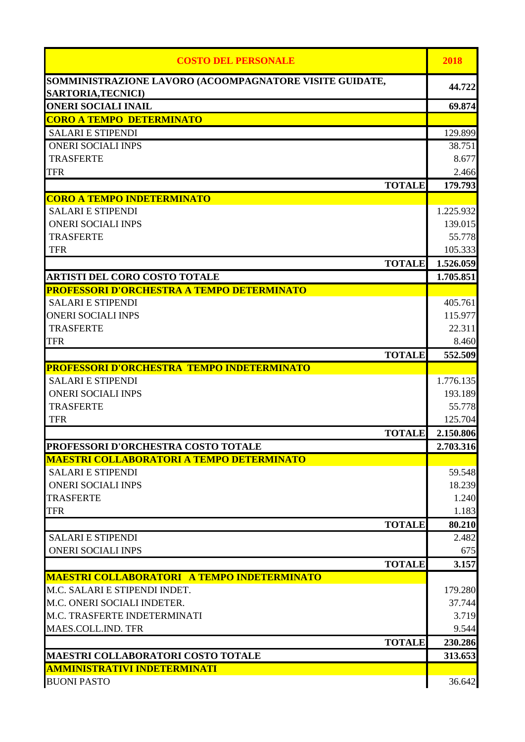| COSTO DEL PERSONALE | 2018 |
|---|---|
| SOMMINISTRAZIONE LAVORO (ACOOMPAGNATORE VISITE GUIDATE, SARTORIA,TECNICI) | 44.722 |
| ONERI SOCIALI INAIL | 69.874 |
| **CORO A TEMPO DETERMINATO** | |
| SALARI E STIPENDI | 129.899 |
| ONERI SOCIALI INPS | 38.751 |
| TRASFERTE | 8.677 |
| TFR | 2.466 |
| **TOTALE** | **179.793** |
| **CORO A TEMPO INDETERMINATO** | |
| SALARI E STIPENDI | 1.225.932 |
| ONERI SOCIALI INPS | 139.015 |
| TRASFERTE | 55.778 |
| TFR | 105.333 |
| **TOTALE** | **1.526.059** |
| **ARTISTI DEL CORO COSTO TOTALE** | **1.705.851** |
| **PROFESSORI D'ORCHESTRA A TEMPO DETERMINATO** | |
| SALARI E STIPENDI | 405.761 |
| ONERI SOCIALI INPS | 115.977 |
| TRASFERTE | 22.311 |
| TFR | 8.460 |
| **TOTALE** | **552.509** |
| **PROFESSORI D'ORCHESTRA TEMPO INDETERMINATO** | |
| SALARI E STIPENDI | 1.776.135 |
| ONERI SOCIALI INPS | 193.189 |
| TRASFERTE | 55.778 |
| TFR | 125.704 |
| **TOTALE** | **2.150.806** |
| **PROFESSORI D'ORCHESTRA COSTO TOTALE** | **2.703.316** |
| **MAESTRI COLLABORATORI A TEMPO DETERMINATO** | |
| SALARI E STIPENDI | 59.548 |
| ONERI SOCIALI INPS | 18.239 |
| TRASFERTE | 1.240 |
| TFR | 1.183 |
| **TOTALE** | **80.210** |
| SALARI E STIPENDI | 2.482 |
| ONERI SOCIALI INPS | 675 |
| **TOTALE** | **3.157** |
| **MAESTRI COLLABORATORI A TEMPO INDETERMINATO** | |
| M.C. SALARI E STIPENDI INDET. | 179.280 |
| M.C. ONERI SOCIALI INDETER. | 37.744 |
| M.C. TRASFERTE INDETERMINATI | 3.719 |
| MAES.COLL.IND. TFR | 9.544 |
| **TOTALE** | **230.286** |
| **MAESTRI COLLABORATORI COSTO TOTALE** | **313.653** |
| **AMMINISTRATIVI INDETERMINATI** | |
| BUONI PASTO | 36.642 |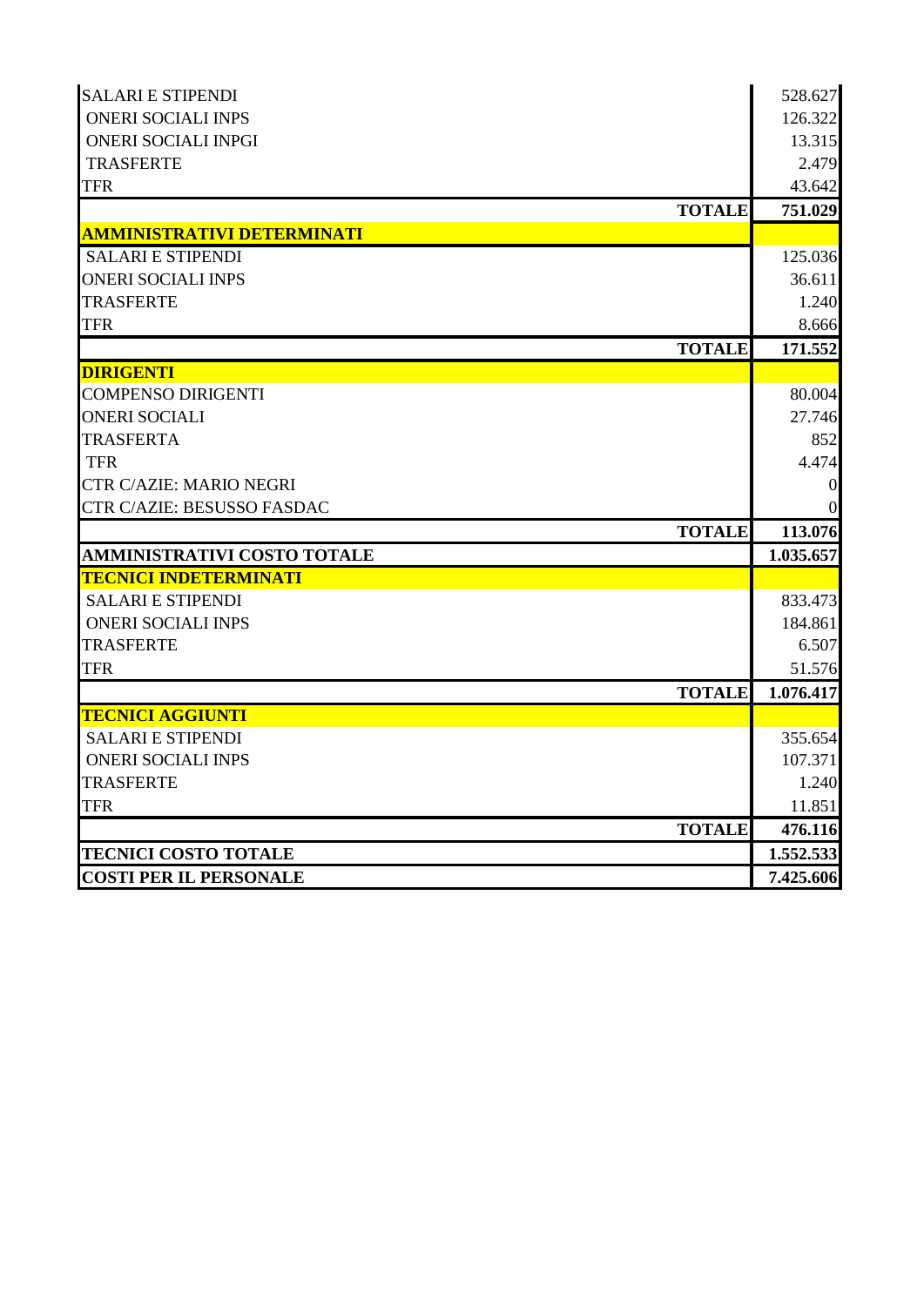| | |
|---|---|
| SALARI E STIPENDI | 528.627 |
| ONERI SOCIALI INPS | 126.322 |
| ONERI SOCIALI INPGI | 13.315 |
| TRASFERTE | 2.479 |
| TFR | 43.642 |
| **TOTALE** | **751.029** |
| **AMMINISTRATIVI DETERMINATI** | |
| SALARI E STIPENDI | 125.036 |
| ONERI SOCIALI INPS | 36.611 |
| TRASFERTE | 1.240 |
| TFR | 8.666 |
| **TOTALE** | **171.552** |
| **DIRIGENTI** | |
| COMPENSO DIRIGENTI | 80.004 |
| ONERI SOCIALI | 27.746 |
| TRASFERTA | 852 |
| TFR | 4.474 |
| CTR C/AZIE: MARIO NEGRI | 0 |
| CTR C/AZIE: BESUSSO FASDAC | 0 |
| **TOTALE** | **113.076** |
| **AMMINISTRATIVI COSTO TOTALE** | **1.035.657** |
| **TECNICI INDETERMINATI** | |
| SALARI E STIPENDI | 833.473 |
| ONERI SOCIALI INPS | 184.861 |
| TRASFERTE | 6.507 |
| TFR | 51.576 |
| **TOTALE** | **1.076.417** |
| **TECNICI AGGIUNTI** | |
| SALARI E STIPENDI | 355.654 |
| ONERI SOCIALI INPS | 107.371 |
| TRASFERTE | 1.240 |
| TFR | 11.851 |
| **TOTALE** | **476.116** |
| **TECNICI COSTO TOTALE** | **1.552.533** |
| **COSTI PER IL PERSONALE** | **7.425.606** |